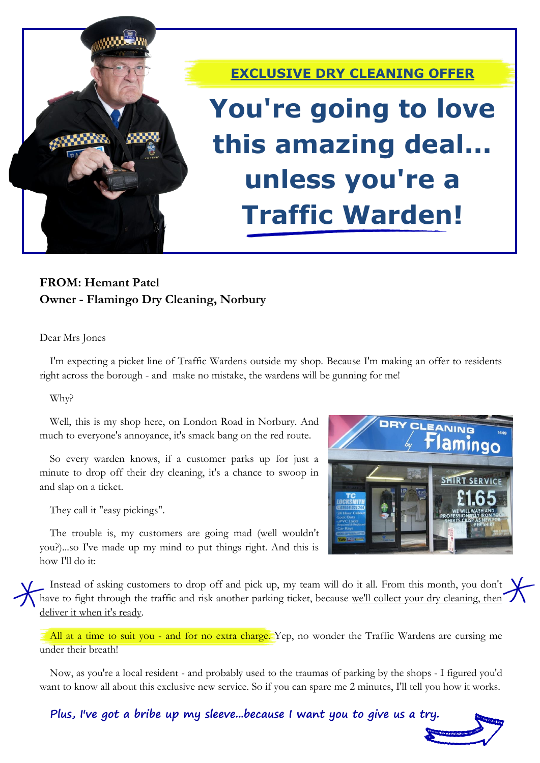## EXCLUSIVE DRY CLEANING OFFER

# You're going to love this amazing deal... unless you're a Traffic Warden!

**FROM: Hemant Patel**
**Owner - Flamingo Dry Cleaning, Norbury**

Dear Mrs Jones

I'm expecting a picket line of Traffic Wardens outside my shop. Because I'm making an offer to residents right across the borough - and make no mistake, the wardens will be gunning for me!

Why?

Well, this is my shop here, on London Road in Norbury. And much to everyone's annoyance, it's smack bang on the red route.

So every warden knows, if a customer parks up for just a minute to drop off their dry cleaning, it's a chance to swoop in and slap on a ticket.

They call it "easy pickings".

The trouble is, my customers are going mad (well wouldn't you?)...so I've made up my mind to put things right. And this is how I'll do it:

Instead of asking customers to drop off and pick up, my team will do it all. From this month, you don't have to fight through the traffic and risk another parking ticket, because we'll collect your dry cleaning, then deliver it when it's ready.

All at a time to suit you - and for no extra charge. Yep, no wonder the Traffic Wardens are cursing me under their breath!

Now, as you're a local resident - and probably used to the traumas of parking by the shops - I figured you'd want to know all about this exclusive new service. So if you can spare me 2 minutes, I'll tell you how it works.

***Plus, I've got a bribe up my sleeve...because I want you to give us a try.***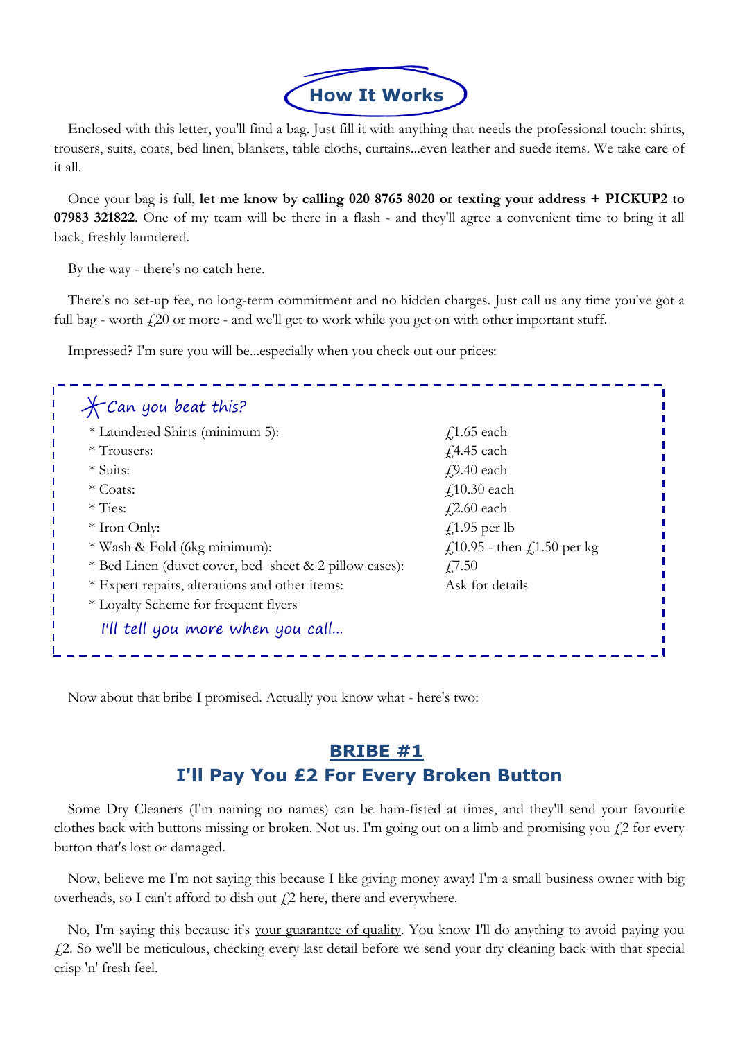## How It Works

Enclosed with this letter, you'll find a bag. Just fill it with anything that needs the professional touch: shirts, trousers, suits, coats, bed linen, blankets, table cloths, curtains...even leather and suede items. We take care of it all.

Once your bag is full, **let me know by calling 020 8765 8020 or texting your address + PICKUP2 to 07983 321822**. One of my team will be there in a flash - and they'll agree a convenient time to bring it all back, freshly laundered.

By the way - there's no catch here.

There's no set-up fee, no long-term commitment and no hidden charges. Just call us any time you've got a full bag - worth £20 or more - and we'll get to work while you get on with other important stuff.

Impressed? I'm sure you will be...especially when you check out our prices:

*Can you beat this?*

| Item | Price |
|---|---|
| * Laundered Shirts (minimum 5): | £1.65 each |
| * Trousers: | £4.45 each |
| * Suits: | £9.40 each |
| * Coats: | £10.30 each |
| * Ties: | £2.60 each |
| * Iron Only: | £1.95 per lb |
| * Wash & Fold (6kg minimum): | £10.95 - then £1.50 per kg |
| * Bed Linen (duvet cover, bed sheet & 2 pillow cases): | £7.50 |
| * Expert repairs, alterations and other items: | Ask for details |
| * Loyalty Scheme for frequent flyers | |

*I'll tell you more when you call...*

Now about that bribe I promised. Actually you know what - here's two:

## BRIBE #1
## I'll Pay You £2 For Every Broken Button

Some Dry Cleaners (I'm naming no names) can be ham-fisted at times, and they'll send your favourite clothes back with buttons missing or broken. Not us. I'm going out on a limb and promising you £2 for every button that's lost or damaged.

Now, believe me I'm not saying this because I like giving money away! I'm a small business owner with big overheads, so I can't afford to dish out £2 here, there and everywhere.

No, I'm saying this because it's your guarantee of quality. You know I'll do anything to avoid paying you £2. So we'll be meticulous, checking every last detail before we send your dry cleaning back with that special crisp 'n' fresh feel.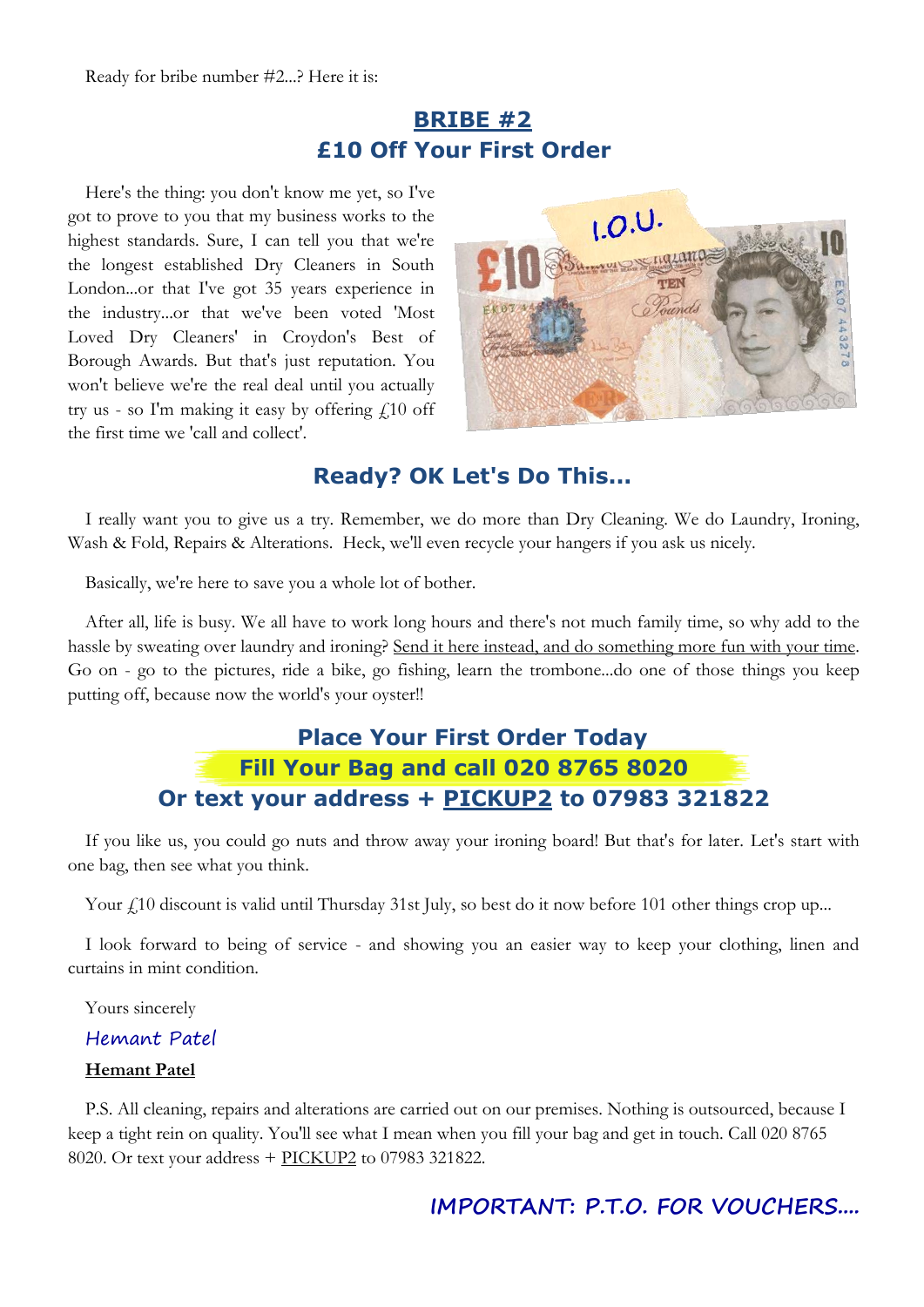Ready for bribe number #2...? Here it is:

## BRIBE #2
## £10 Off Your First Order

Here's the thing: you don't know me yet, so I've got to prove to you that my business works to the highest standards. Sure, I can tell you that we're the longest established Dry Cleaners in South London...or that I've got 35 years experience in the industry...or that we've been voted 'Most Loved Dry Cleaners' in Croydon's Best of Borough Awards. But that's just reputation. You won't believe we're the real deal until you actually try us - so I'm making it easy by offering £10 off the first time we 'call and collect'.

## Ready? OK Let's Do This...

I really want you to give us a try. Remember, we do more than Dry Cleaning. We do Laundry, Ironing, Wash & Fold, Repairs & Alterations. Heck, we'll even recycle your hangers if you ask us nicely.

Basically, we're here to save you a whole lot of bother.

After all, life is busy. We all have to work long hours and there's not much family time, so why add to the hassle by sweating over laundry and ironing? Send it here instead, and do something more fun with your time. Go on - go to the pictures, ride a bike, go fishing, learn the trombone...do one of those things you keep putting off, because now the world's your oyster!!

## Place Your First Order Today
## Fill Your Bag and call 020 8765 8020
## Or text your address + PICKUP2 to 07983 321822

If you like us, you could go nuts and throw away your ironing board! But that's for later. Let's start with one bag, then see what you think.

Your £10 discount is valid until Thursday 31st July, so best do it now before 101 other things crop up...

I look forward to being of service - and showing you an easier way to keep your clothing, linen and curtains in mint condition.

Yours sincerely

*Hemant Patel*

**Hemant Patel**

P.S. All cleaning, repairs and alterations are carried out on our premises. Nothing is outsourced, because I keep a tight rein on quality. You'll see what I mean when you fill your bag and get in touch. Call 020 8765 8020. Or text your address + PICKUP2 to 07983 321822.

***IMPORTANT: P.T.O. FOR VOUCHERS....***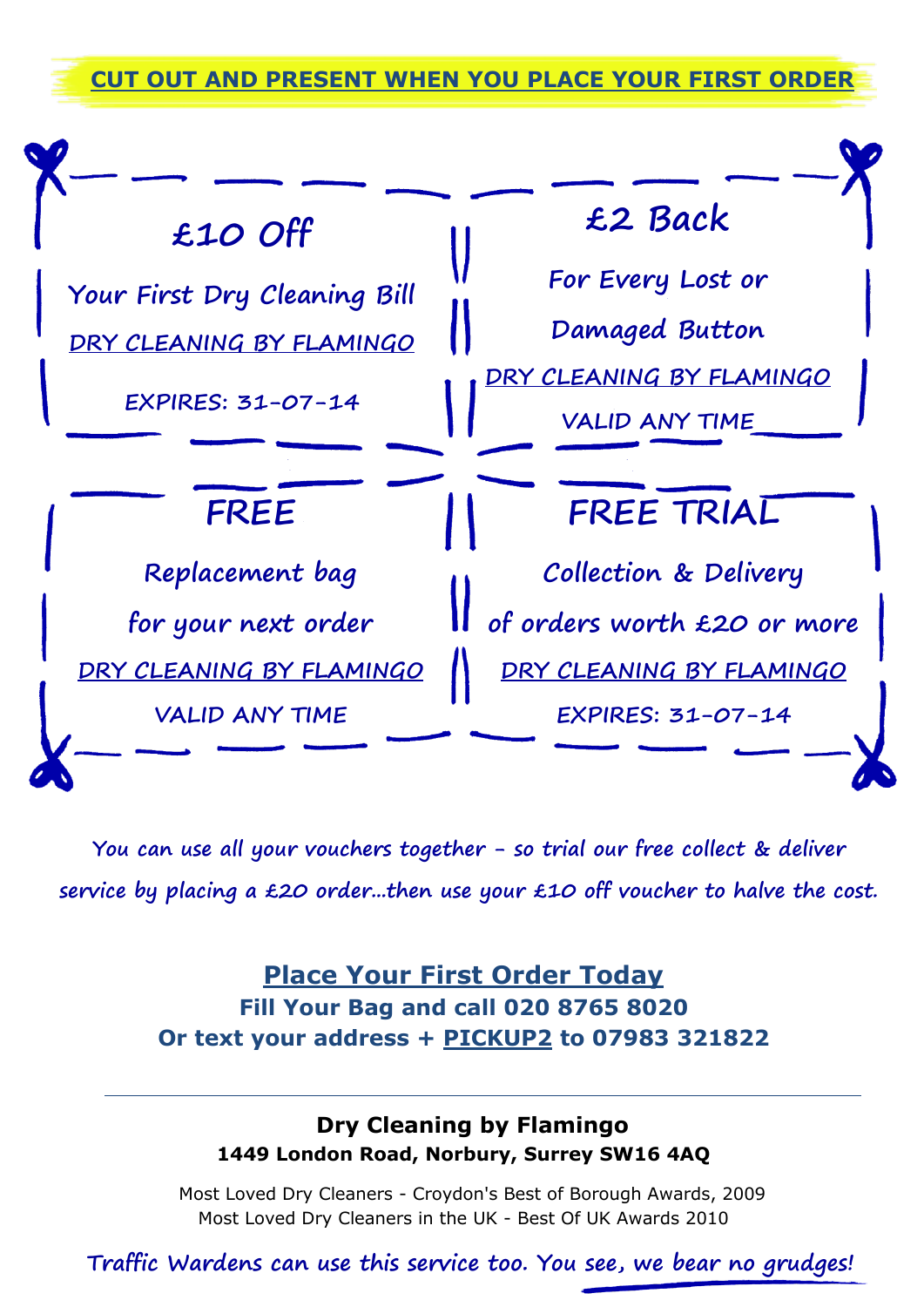**CUT OUT AND PRESENT WHEN YOU PLACE YOUR FIRST ORDER**

## £10 Off

Your First Dry Cleaning Bill

DRY CLEANING BY FLAMINGO

EXPIRES: 31-07-14

## £2 Back

For Every Lost or Damaged Button

DRY CLEANING BY FLAMINGO

VALID ANY TIME

## FREE

Replacement bag for your next order

DRY CLEANING BY FLAMINGO

VALID ANY TIME

## FREE TRIAL

Collection & Delivery of orders worth £20 or more

DRY CLEANING BY FLAMINGO

EXPIRES: 31-07-14

You can use all your vouchers together - so trial our free collect & deliver service by placing a £20 order...then use your £10 off voucher to halve the cost.

**Place Your First Order Today**

**Fill Your Bag and call 020 8765 8020**

**Or text your address + PICKUP2 to 07983 321822**

---

**Dry Cleaning by Flamingo**

**1449 London Road, Norbury, Surrey SW16 4AQ**

Most Loved Dry Cleaners - Croydon's Best of Borough Awards, 2009
Most Loved Dry Cleaners in the UK - Best Of UK Awards 2010

Traffic Wardens can use this service too. You see, we bear no grudges!